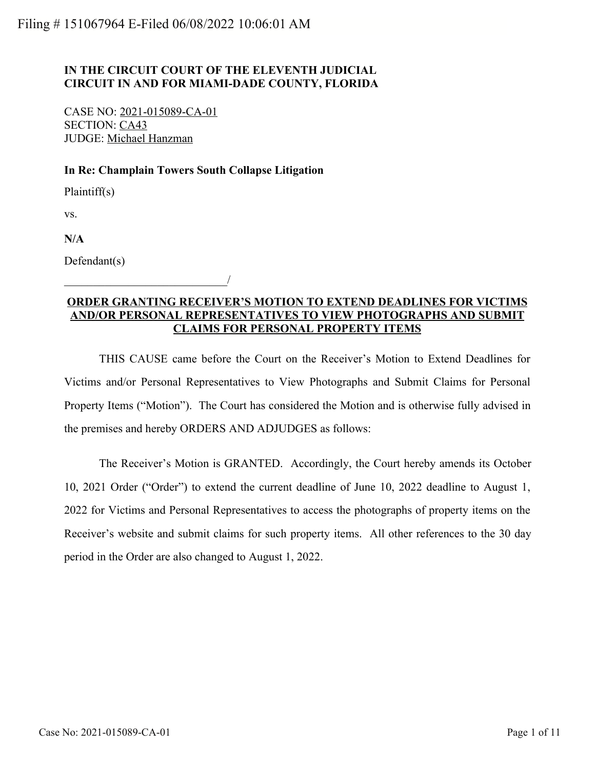Filing # 151067964 E-Filed 06/08/2022 10:06:01 AM

**IN THE CIRCUIT COURT OF THE ELEVENTH JUDICIAL CIRCUIT IN AND FOR MIAMI-DADE COUNTY, FLORIDA**

CASE NO: 2021-015089-CA-01
SECTION: CA43
JUDGE: Michael Hanzman

**In Re: Champlain Towers South Collapse Litigation**

Plaintiff(s)

vs.

**N/A**

Defendant(s)

____________________________/

**ORDER GRANTING RECEIVER'S MOTION TO EXTEND DEADLINES FOR VICTIMS AND/OR PERSONAL REPRESENTATIVES TO VIEW PHOTOGRAPHS AND SUBMIT CLAIMS FOR PERSONAL PROPERTY ITEMS**

THIS CAUSE came before the Court on the Receiver's Motion to Extend Deadlines for Victims and/or Personal Representatives to View Photographs and Submit Claims for Personal Property Items ("Motion"). The Court has considered the Motion and is otherwise fully advised in the premises and hereby ORDERS AND ADJUDGES as follows:

The Receiver's Motion is GRANTED. Accordingly, the Court hereby amends its October 10, 2021 Order ("Order") to extend the current deadline of June 10, 2022 deadline to August 1, 2022 for Victims and Personal Representatives to access the photographs of property items on the Receiver's website and submit claims for such property items. All other references to the 30 day period in the Order are also changed to August 1, 2022.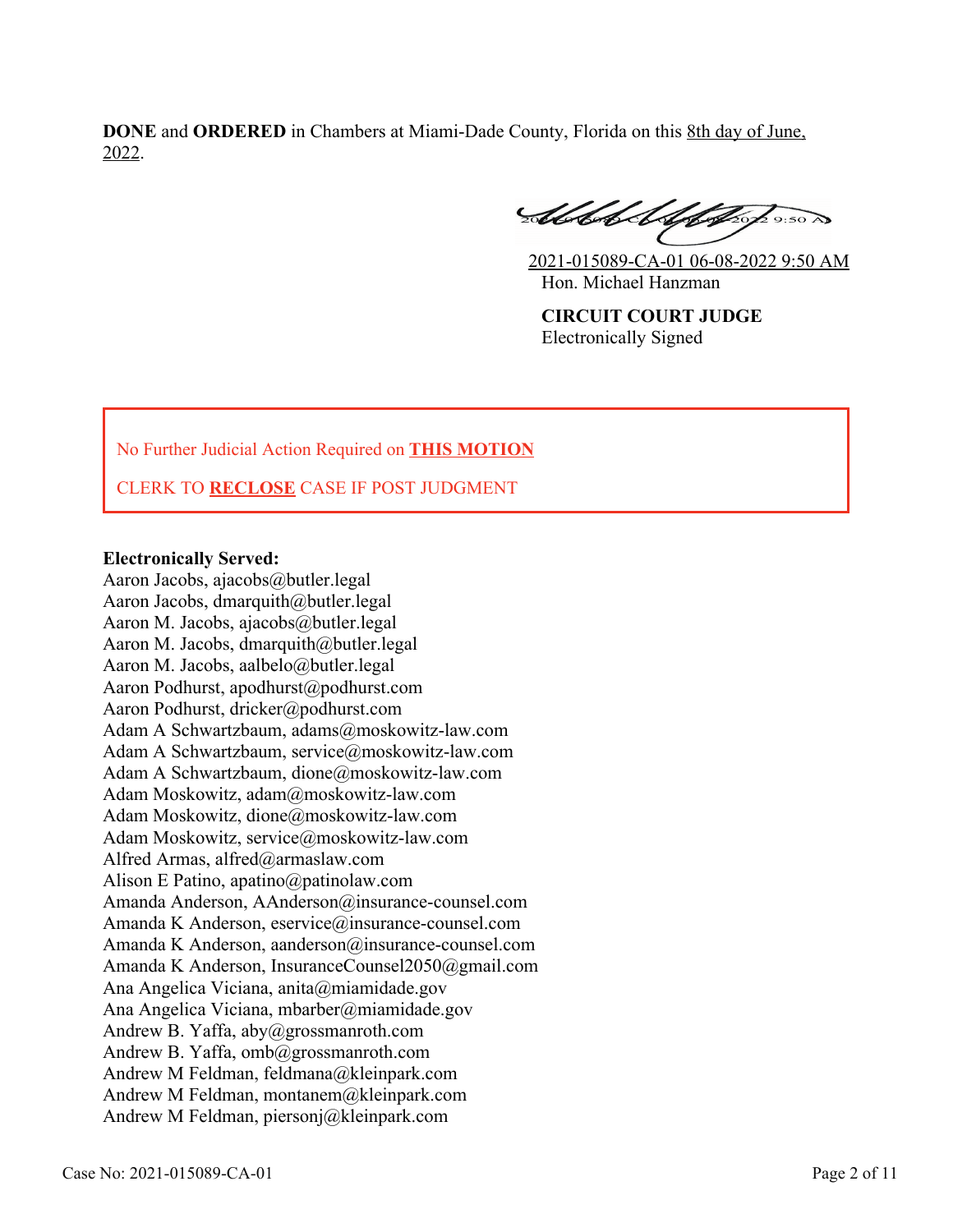**DONE** and **ORDERED** in Chambers at Miami-Dade County, Florida on this 8th day of June, 2022.

2021-015089-CA-01 06-08-2022 9:50 AM
Hon. Michael Hanzman

**CIRCUIT COURT JUDGE**
Electronically Signed

No Further Judicial Action Required on **THIS MOTION**

CLERK TO **RECLOSE** CASE IF POST JUDGMENT

**Electronically Served:**
Aaron Jacobs, ajacobs@butler.legal
Aaron Jacobs, dmarquith@butler.legal
Aaron M. Jacobs, ajacobs@butler.legal
Aaron M. Jacobs, dmarquith@butler.legal
Aaron M. Jacobs, aalbelo@butler.legal
Aaron Podhurst, apodhurst@podhurst.com
Aaron Podhurst, dricker@podhurst.com
Adam A Schwartzbaum, adams@moskowitz-law.com
Adam A Schwartzbaum, service@moskowitz-law.com
Adam A Schwartzbaum, dione@moskowitz-law.com
Adam Moskowitz, adam@moskowitz-law.com
Adam Moskowitz, dione@moskowitz-law.com
Adam Moskowitz, service@moskowitz-law.com
Alfred Armas, alfred@armaslaw.com
Alison E Patino, apatino@patinolaw.com
Amanda Anderson, AAnderson@insurance-counsel.com
Amanda K Anderson, eservice@insurance-counsel.com
Amanda K Anderson, aanderson@insurance-counsel.com
Amanda K Anderson, InsuranceCounsel2050@gmail.com
Ana Angelica Viciana, anita@miamidade.gov
Ana Angelica Viciana, mbarber@miamidade.gov
Andrew B. Yaffa, aby@grossmanroth.com
Andrew B. Yaffa, omb@grossmanroth.com
Andrew M Feldman, feldmana@kleinpark.com
Andrew M Feldman, montanem@kleinpark.com
Andrew M Feldman, piersonj@kleinpark.com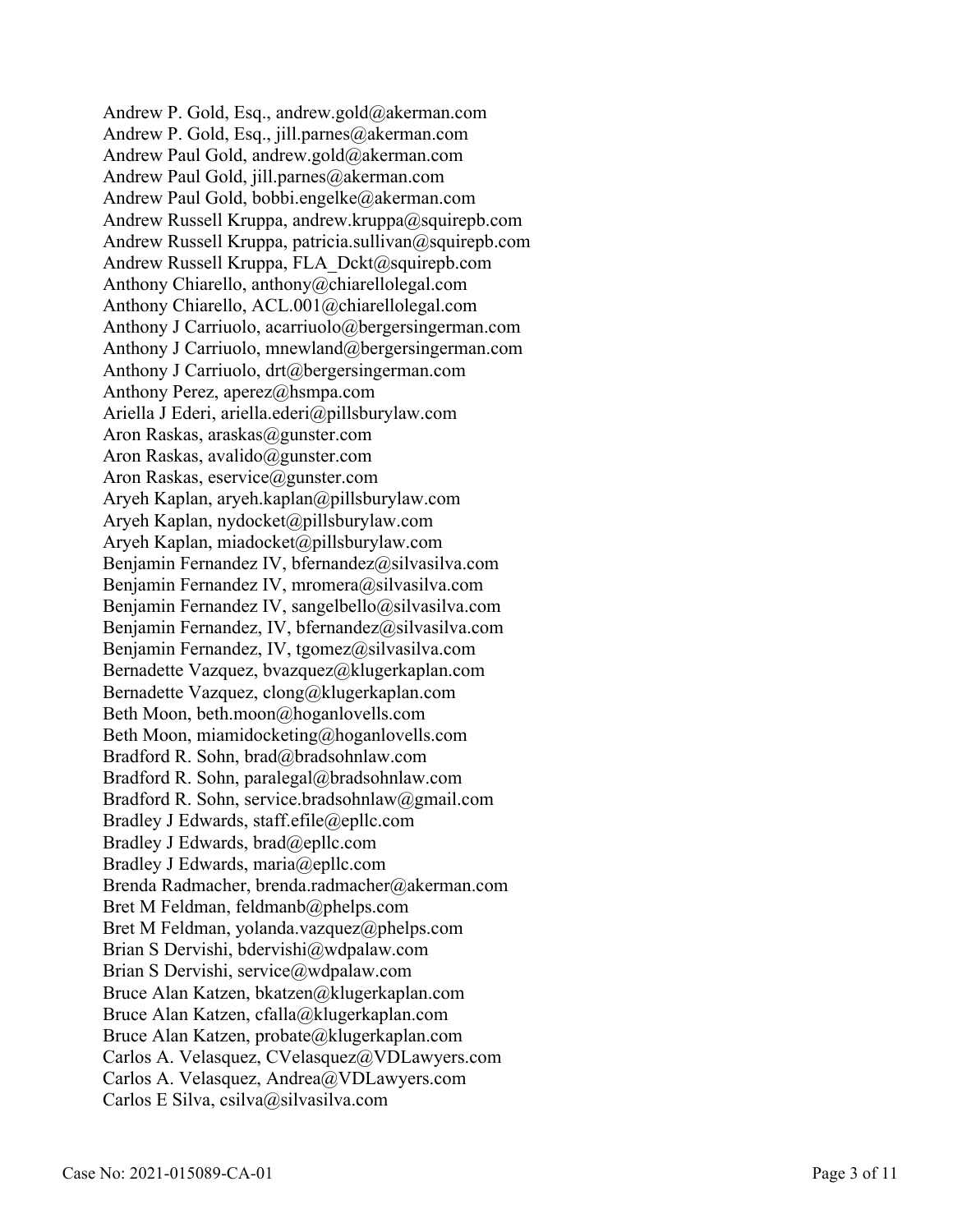Andrew P. Gold, Esq., andrew.gold@akerman.com
Andrew P. Gold, Esq., jill.parnes@akerman.com
Andrew Paul Gold, andrew.gold@akerman.com
Andrew Paul Gold, jill.parnes@akerman.com
Andrew Paul Gold, bobbi.engelke@akerman.com
Andrew Russell Kruppa, andrew.kruppa@squirepb.com
Andrew Russell Kruppa, patricia.sullivan@squirepb.com
Andrew Russell Kruppa, FLA_Dckt@squirepb.com
Anthony Chiarello, anthony@chiarellolegal.com
Anthony Chiarello, ACL.001@chiarellolegal.com
Anthony J Carriuolo, acarriuolo@bergersingerman.com
Anthony J Carriuolo, mnewland@bergersingerman.com
Anthony J Carriuolo, drt@bergersingerman.com
Anthony Perez, aperez@hsmpa.com
Ariella J Ederi, ariella.ederi@pillsburylaw.com
Aron Raskas, araskas@gunster.com
Aron Raskas, avalido@gunster.com
Aron Raskas, eservice@gunster.com
Aryeh Kaplan, aryeh.kaplan@pillsburylaw.com
Aryeh Kaplan, nydocket@pillsburylaw.com
Aryeh Kaplan, miadocket@pillsburylaw.com
Benjamin Fernandez IV, bfernandez@silvasilva.com
Benjamin Fernandez IV, mromera@silvasilva.com
Benjamin Fernandez IV, sangelbello@silvasilva.com
Benjamin Fernandez, IV, bfernandez@silvasilva.com
Benjamin Fernandez, IV, tgomez@silvasilva.com
Bernadette Vazquez, bvazquez@klugerkaplan.com
Bernadette Vazquez, clong@klugerkaplan.com
Beth Moon, beth.moon@hoganlovells.com
Beth Moon, miamidocketing@hoganlovells.com
Bradford R. Sohn, brad@bradsohnlaw.com
Bradford R. Sohn, paralegal@bradsohnlaw.com
Bradford R. Sohn, service.bradsohnlaw@gmail.com
Bradley J Edwards, staff.efile@epllc.com
Bradley J Edwards, brad@epllc.com
Bradley J Edwards, maria@epllc.com
Brenda Radmacher, brenda.radmacher@akerman.com
Bret M Feldman, feldmanb@phelps.com
Bret M Feldman, yolanda.vazquez@phelps.com
Brian S Dervishi, bdervishi@wdpalaw.com
Brian S Dervishi, service@wdpalaw.com
Bruce Alan Katzen, bkatzen@klugerkaplan.com
Bruce Alan Katzen, cfalla@klugerkaplan.com
Bruce Alan Katzen, probate@klugerkaplan.com
Carlos A. Velasquez, CVelasquez@VDLawyers.com
Carlos A. Velasquez, Andrea@VDLawyers.com
Carlos E Silva, csilva@silvasilva.com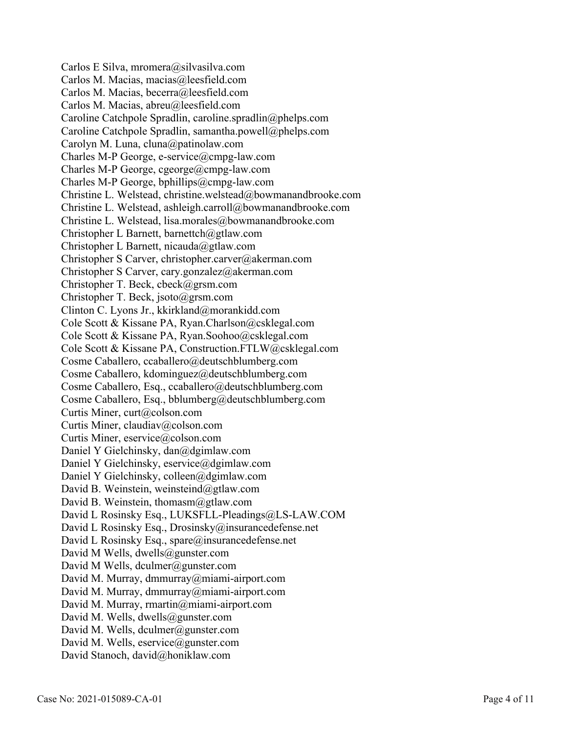Carlos E Silva, mromera@silvasilva.com
Carlos M. Macias, macias@leesfield.com
Carlos M. Macias, becerra@leesfield.com
Carlos M. Macias, abreu@leesfield.com
Caroline Catchpole Spradlin, caroline.spradlin@phelps.com
Caroline Catchpole Spradlin, samantha.powell@phelps.com
Carolyn M. Luna, cluna@patinolaw.com
Charles M-P George, e-service@cmpg-law.com
Charles M-P George, cgeorge@cmpg-law.com
Charles M-P George, bphillips@cmpg-law.com
Christine L. Welstead, christine.welstead@bowmanandbrooke.com
Christine L. Welstead, ashleigh.carroll@bowmanandbrooke.com
Christine L. Welstead, lisa.morales@bowmanandbrooke.com
Christopher L Barnett, barnettch@gtlaw.com
Christopher L Barnett, nicauda@gtlaw.com
Christopher S Carver, christopher.carver@akerman.com
Christopher S Carver, cary.gonzalez@akerman.com
Christopher T. Beck, cbeck@grsm.com
Christopher T. Beck, jsoto@grsm.com
Clinton C. Lyons Jr., kkirkland@morankidd.com
Cole Scott & Kissane PA, Ryan.Charlson@csklegal.com
Cole Scott & Kissane PA, Ryan.Soohoo@csklegal.com
Cole Scott & Kissane PA, Construction.FTLW@csklegal.com
Cosme Caballero, ccaballero@deutschblumberg.com
Cosme Caballero, kdominguez@deutschblumberg.com
Cosme Caballero, Esq., ccaballero@deutschblumberg.com
Cosme Caballero, Esq., bblumberg@deutschblumberg.com
Curtis Miner, curt@colson.com
Curtis Miner, claudiav@colson.com
Curtis Miner, eservice@colson.com
Daniel Y Gielchinsky, dan@dgimlaw.com
Daniel Y Gielchinsky, eservice@dgimlaw.com
Daniel Y Gielchinsky, colleen@dgimlaw.com
David B. Weinstein, weinsteind@gtlaw.com
David B. Weinstein, thomasm@gtlaw.com
David L Rosinsky Esq., LUKSFLL-Pleadings@LS-LAW.COM
David L Rosinsky Esq., Drosinsky@insurancedefense.net
David L Rosinsky Esq., spare@insurancedefense.net
David M Wells, dwells@gunster.com
David M Wells, dculmer@gunster.com
David M. Murray, dmmurray@miami-airport.com
David M. Murray, dmmurray@miami-airport.com
David M. Murray, rmartin@miami-airport.com
David M. Wells, dwells@gunster.com
David M. Wells, dculmer@gunster.com
David M. Wells, eservice@gunster.com
David Stanoch, david@honiklaw.com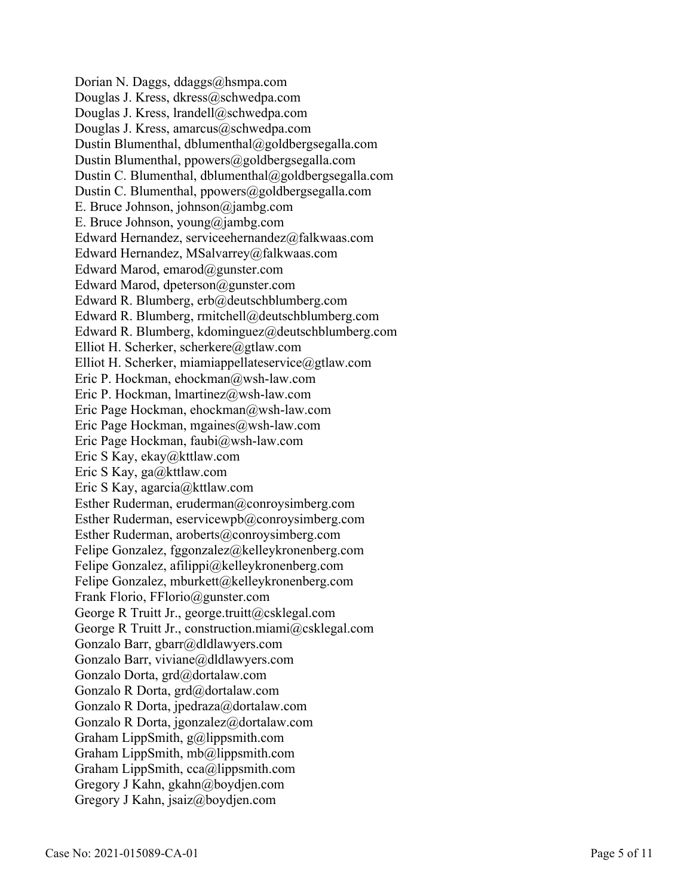Dorian N. Daggs, ddaggs@hsmpa.com
Douglas J. Kress, dkress@schwedpa.com
Douglas J. Kress, lrandell@schwedpa.com
Douglas J. Kress, amarcus@schwedpa.com
Dustin Blumenthal, dblumenthal@goldbergsegalla.com
Dustin Blumenthal, ppowers@goldbergsegalla.com
Dustin C. Blumenthal, dblumenthal@goldbergsegalla.com
Dustin C. Blumenthal, ppowers@goldbergsegalla.com
E. Bruce Johnson, johnson@jambg.com
E. Bruce Johnson, young@jambg.com
Edward Hernandez, serviceehernandez@falkwaas.com
Edward Hernandez, MSalvarrey@falkwaas.com
Edward Marod, emarod@gunster.com
Edward Marod, dpeterson@gunster.com
Edward R. Blumberg, erb@deutschblumberg.com
Edward R. Blumberg, rmitchell@deutschblumberg.com
Edward R. Blumberg, kdominguez@deutschblumberg.com
Elliot H. Scherker, scherkere@gtlaw.com
Elliot H. Scherker, miamiappellateservice@gtlaw.com
Eric P. Hockman, ehockman@wsh-law.com
Eric P. Hockman, lmartinez@wsh-law.com
Eric Page Hockman, ehockman@wsh-law.com
Eric Page Hockman, mgaines@wsh-law.com
Eric Page Hockman, faubi@wsh-law.com
Eric S Kay, ekay@kttlaw.com
Eric S Kay, ga@kttlaw.com
Eric S Kay, agarcia@kttlaw.com
Esther Ruderman, eruderman@conroysimberg.com
Esther Ruderman, eservicewpb@conroysimberg.com
Esther Ruderman, aroberts@conroysimberg.com
Felipe Gonzalez, fggonzalez@kelleykronenberg.com
Felipe Gonzalez, afilippi@kelleykronenberg.com
Felipe Gonzalez, mburkett@kelleykronenberg.com
Frank Florio, FFlorio@gunster.com
George R Truitt Jr., george.truitt@csklegal.com
George R Truitt Jr., construction.miami@csklegal.com
Gonzalo Barr, gbarr@dldlawyers.com
Gonzalo Barr, viviane@dldlawyers.com
Gonzalo Dorta, grd@dortalaw.com
Gonzalo R Dorta, grd@dortalaw.com
Gonzalo R Dorta, jpedraza@dortalaw.com
Gonzalo R Dorta, jgonzalez@dortalaw.com
Graham LippSmith, g@lippsmith.com
Graham LippSmith, mb@lippsmith.com
Graham LippSmith, cca@lippsmith.com
Gregory J Kahn, gkahn@boydjen.com
Gregory J Kahn, jsaiz@boydjen.com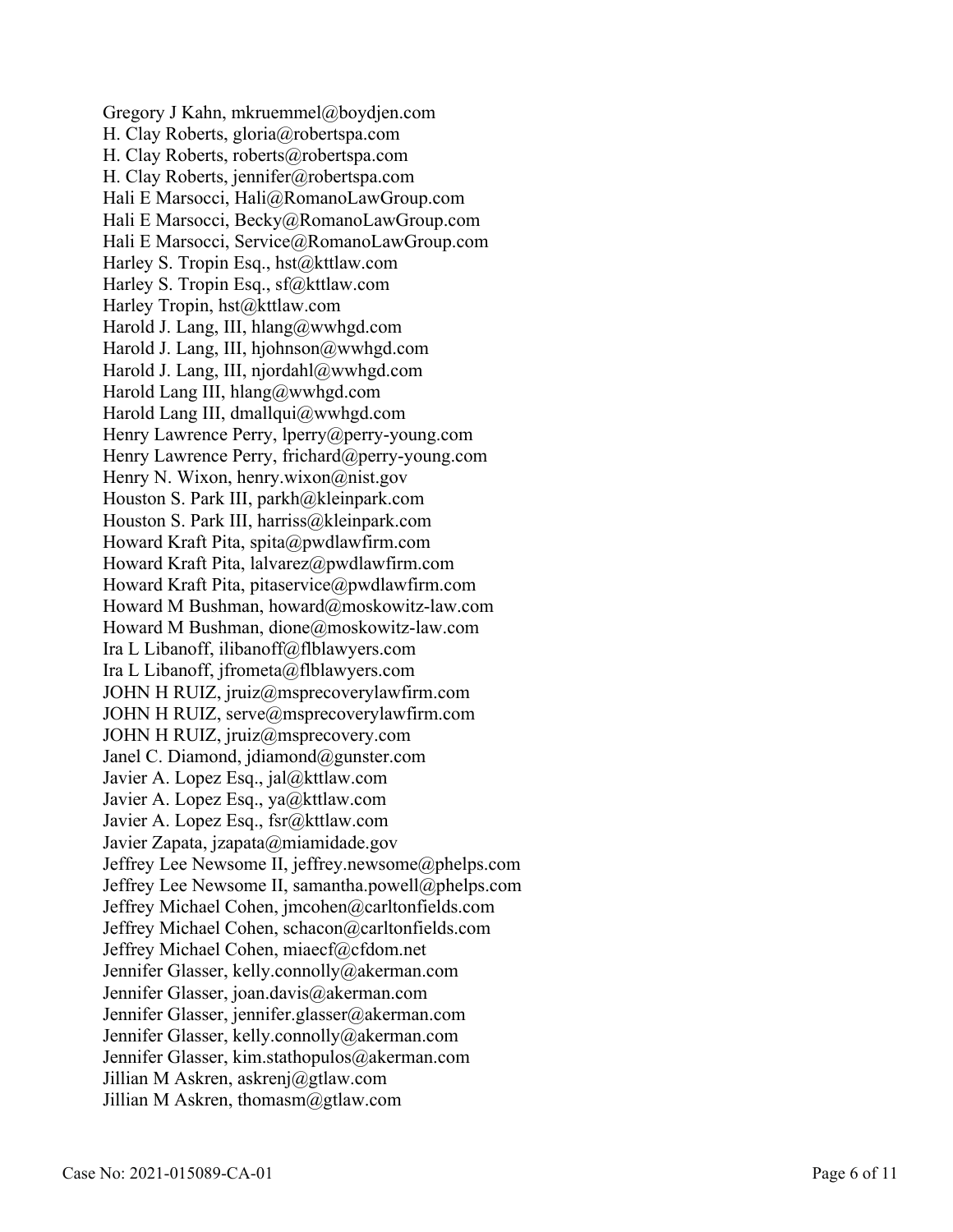Gregory J Kahn, mkruemmel@boydjen.com
H. Clay Roberts, gloria@robertspa.com
H. Clay Roberts, roberts@robertspa.com
H. Clay Roberts, jennifer@robertspa.com
Hali E Marsocci, Hali@RomanoLawGroup.com
Hali E Marsocci, Becky@RomanoLawGroup.com
Hali E Marsocci, Service@RomanoLawGroup.com
Harley S. Tropin Esq., hst@kttlaw.com
Harley S. Tropin Esq., sf@kttlaw.com
Harley Tropin, hst@kttlaw.com
Harold J. Lang, III, hlang@wwhgd.com
Harold J. Lang, III, hjohnson@wwhgd.com
Harold J. Lang, III, njordahl@wwhgd.com
Harold Lang III, hlang@wwhgd.com
Harold Lang III, dmallqui@wwhgd.com
Henry Lawrence Perry, lperry@perry-young.com
Henry Lawrence Perry, frichard@perry-young.com
Henry N. Wixon, henry.wixon@nist.gov
Houston S. Park III, parkh@kleinpark.com
Houston S. Park III, harriss@kleinpark.com
Howard Kraft Pita, spita@pwdlawfirm.com
Howard Kraft Pita, lalvarez@pwdlawfirm.com
Howard Kraft Pita, pitaservice@pwdlawfirm.com
Howard M Bushman, howard@moskowitz-law.com
Howard M Bushman, dione@moskowitz-law.com
Ira L Libanoff, ilibanoff@flblawyers.com
Ira L Libanoff, jfrometa@flblawyers.com
JOHN H RUIZ, jruiz@msprecoverylawfirm.com
JOHN H RUIZ, serve@msprecoverylawfirm.com
JOHN H RUIZ, jruiz@msprecovery.com
Janel C. Diamond, jdiamond@gunster.com
Javier A. Lopez Esq., jal@kttlaw.com
Javier A. Lopez Esq., ya@kttlaw.com
Javier A. Lopez Esq., fsr@kttlaw.com
Javier Zapata, jzapata@miamidade.gov
Jeffrey Lee Newsome II, jeffrey.newsome@phelps.com
Jeffrey Lee Newsome II, samantha.powell@phelps.com
Jeffrey Michael Cohen, jmcohen@carltonfields.com
Jeffrey Michael Cohen, schacon@carltonfields.com
Jeffrey Michael Cohen, miaecf@cfdom.net
Jennifer Glasser, kelly.connolly@akerman.com
Jennifer Glasser, joan.davis@akerman.com
Jennifer Glasser, jennifer.glasser@akerman.com
Jennifer Glasser, kelly.connolly@akerman.com
Jennifer Glasser, kim.stathopulos@akerman.com
Jillian M Askren, askrenj@gtlaw.com
Jillian M Askren, thomasm@gtlaw.com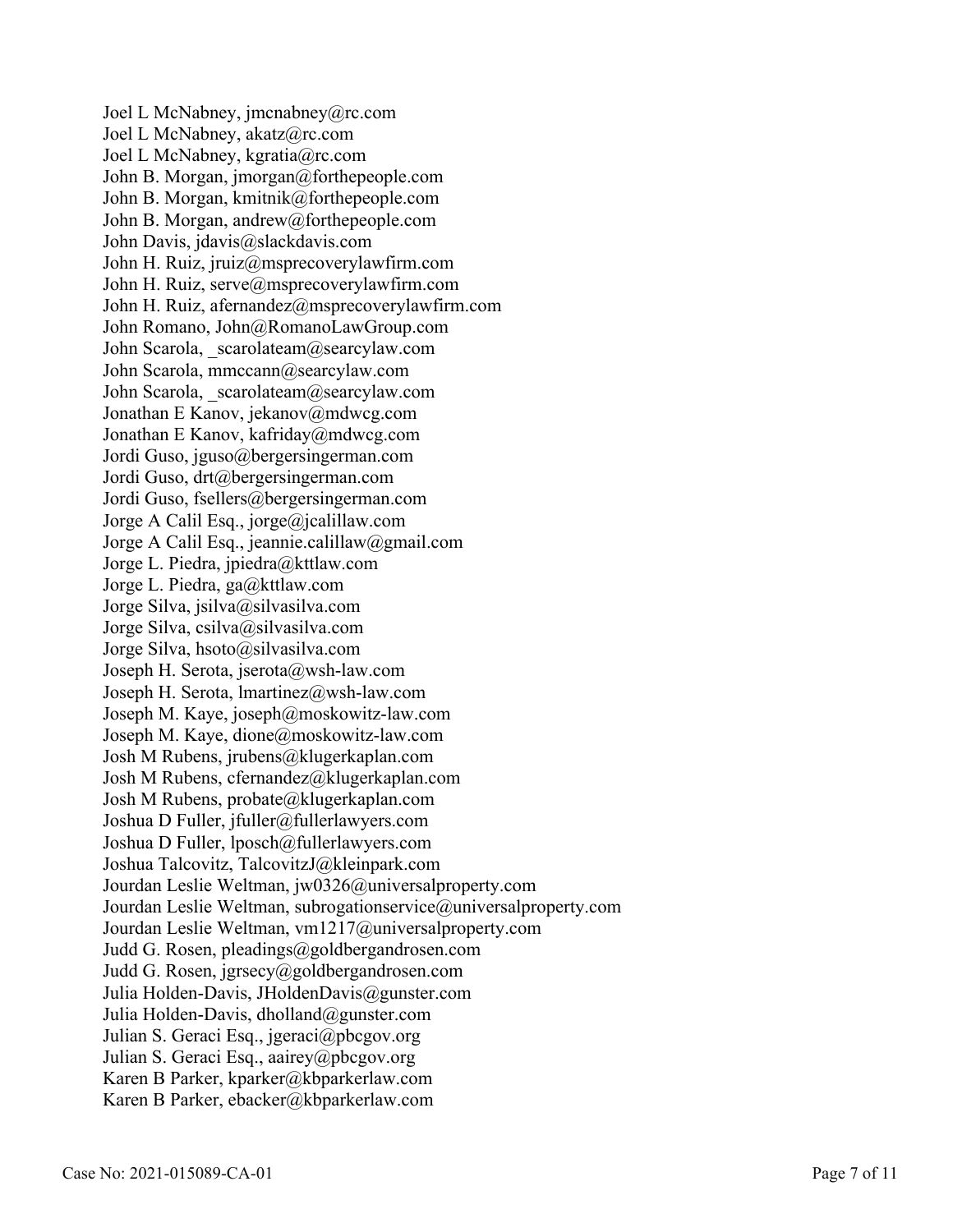Joel L McNabney, jmcnabney@rc.com
Joel L McNabney, akatz@rc.com
Joel L McNabney, kgratia@rc.com
John B. Morgan, jmorgan@forthepeople.com
John B. Morgan, kmitnik@forthepeople.com
John B. Morgan, andrew@forthepeople.com
John Davis, jdavis@slackdavis.com
John H. Ruiz, jruiz@msprecoverylawfirm.com
John H. Ruiz, serve@msprecoverylawfirm.com
John H. Ruiz, afernandez@msprecoverylawfirm.com
John Romano, John@RomanoLawGroup.com
John Scarola, _scarolateam@searcylaw.com
John Scarola, mmccann@searcylaw.com
John Scarola, _scarolateam@searcylaw.com
Jonathan E Kanov, jekanov@mdwcg.com
Jonathan E Kanov, kafriday@mdwcg.com
Jordi Guso, jguso@bergersingerman.com
Jordi Guso, drt@bergersingerman.com
Jordi Guso, fsellers@bergersingerman.com
Jorge A Calil Esq., jorge@jcalillaw.com
Jorge A Calil Esq., jeannie.calillaw@gmail.com
Jorge L. Piedra, jpiedra@kttlaw.com
Jorge L. Piedra, ga@kttlaw.com
Jorge Silva, jsilva@silvasilva.com
Jorge Silva, csilva@silvasilva.com
Jorge Silva, hsoto@silvasilva.com
Joseph H. Serota, jserota@wsh-law.com
Joseph H. Serota, lmartinez@wsh-law.com
Joseph M. Kaye, joseph@moskowitz-law.com
Joseph M. Kaye, dione@moskowitz-law.com
Josh M Rubens, jrubens@klugerkaplan.com
Josh M Rubens, cfernandez@klugerkaplan.com
Josh M Rubens, probate@klugerkaplan.com
Joshua D Fuller, jfuller@fullerlawyers.com
Joshua D Fuller, lposch@fullerlawyers.com
Joshua Talcovitz, TalcovitzJ@kleinpark.com
Jourdan Leslie Weltman, jw0326@universalproperty.com
Jourdan Leslie Weltman, subrogationservice@universalproperty.com
Jourdan Leslie Weltman, vm1217@universalproperty.com
Judd G. Rosen, pleadings@goldbergandrosen.com
Judd G. Rosen, jgrsecy@goldbergandrosen.com
Julia Holden-Davis, JHoldenDavis@gunster.com
Julia Holden-Davis, dholland@gunster.com
Julian S. Geraci Esq., jgeraci@pbcgov.org
Julian S. Geraci Esq., aairey@pbcgov.org
Karen B Parker, kparker@kbparkerlaw.com
Karen B Parker, ebacker@kbparkerlaw.com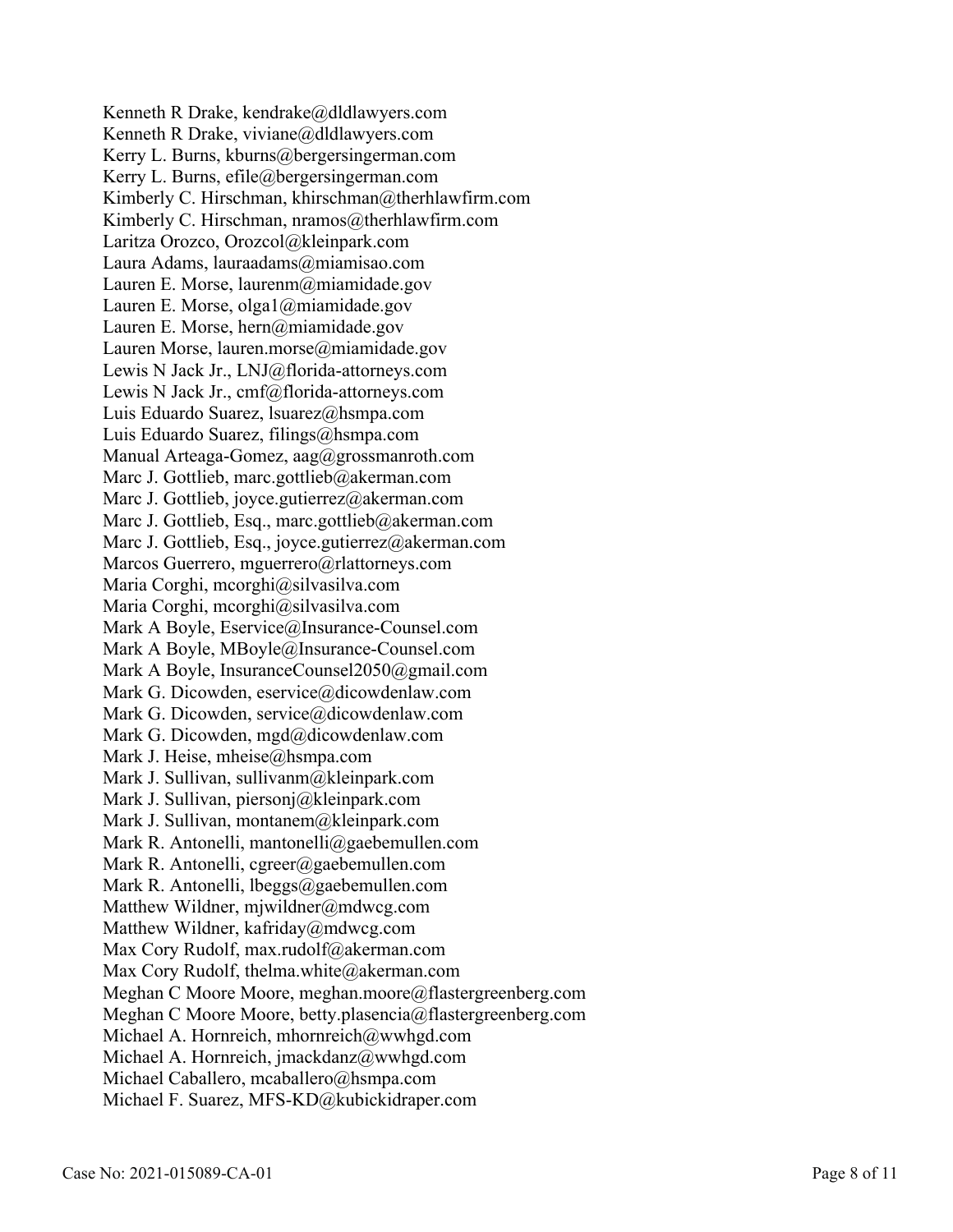Kenneth R Drake, kendrake@dldlawyers.com
Kenneth R Drake, viviane@dldlawyers.com
Kerry L. Burns, kburns@bergersingerman.com
Kerry L. Burns, efile@bergersingerman.com
Kimberly C. Hirschman, khirschman@therhlawfirm.com
Kimberly C. Hirschman, nramos@therhlawfirm.com
Laritza Orozco, Orozcol@kleinpark.com
Laura Adams, lauraadams@miamisao.com
Lauren E. Morse, laurenm@miamidade.gov
Lauren E. Morse, olga1@miamidade.gov
Lauren E. Morse, hern@miamidade.gov
Lauren Morse, lauren.morse@miamidade.gov
Lewis N Jack Jr., LNJ@florida-attorneys.com
Lewis N Jack Jr., cmf@florida-attorneys.com
Luis Eduardo Suarez, lsuarez@hsmpa.com
Luis Eduardo Suarez, filings@hsmpa.com
Manual Arteaga-Gomez, aag@grossmanroth.com
Marc J. Gottlieb, marc.gottlieb@akerman.com
Marc J. Gottlieb, joyce.gutierrez@akerman.com
Marc J. Gottlieb, Esq., marc.gottlieb@akerman.com
Marc J. Gottlieb, Esq., joyce.gutierrez@akerman.com
Marcos Guerrero, mguerrero@rlattorneys.com
Maria Corghi, mcorghi@silvasilva.com
Maria Corghi, mcorghi@silvasilva.com
Mark A Boyle, Eservice@Insurance-Counsel.com
Mark A Boyle, MBoyle@Insurance-Counsel.com
Mark A Boyle, InsuranceCounsel2050@gmail.com
Mark G. Dicowden, eservice@dicowdenlaw.com
Mark G. Dicowden, service@dicowdenlaw.com
Mark G. Dicowden, mgd@dicowdenlaw.com
Mark J. Heise, mheise@hsmpa.com
Mark J. Sullivan, sullivanm@kleinpark.com
Mark J. Sullivan, piersonj@kleinpark.com
Mark J. Sullivan, montanem@kleinpark.com
Mark R. Antonelli, mantonelli@gaebemullen.com
Mark R. Antonelli, cgreer@gaebemullen.com
Mark R. Antonelli, lbeggs@gaebemullen.com
Matthew Wildner, mjwildner@mdwcg.com
Matthew Wildner, kafriday@mdwcg.com
Max Cory Rudolf, max.rudolf@akerman.com
Max Cory Rudolf, thelma.white@akerman.com
Meghan C Moore Moore, meghan.moore@flastergreenberg.com
Meghan C Moore Moore, betty.plasencia@flastergreenberg.com
Michael A. Hornreich, mhornreich@wwhgd.com
Michael A. Hornreich, jmackdanz@wwhgd.com
Michael Caballero, mcaballero@hsmpa.com
Michael F. Suarez, MFS-KD@kubickidraper.com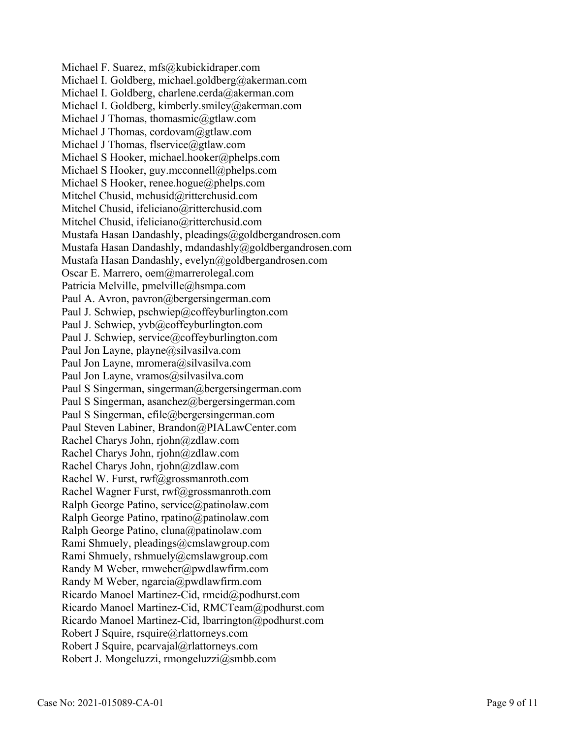Michael F. Suarez, mfs@kubickidraper.com
Michael I. Goldberg, michael.goldberg@akerman.com
Michael I. Goldberg, charlene.cerda@akerman.com
Michael I. Goldberg, kimberly.smiley@akerman.com
Michael J Thomas, thomasmic@gtlaw.com
Michael J Thomas, cordovam@gtlaw.com
Michael J Thomas, flservice@gtlaw.com
Michael S Hooker, michael.hooker@phelps.com
Michael S Hooker, guy.mcconnell@phelps.com
Michael S Hooker, renee.hogue@phelps.com
Mitchel Chusid, mchusid@ritterchusid.com
Mitchel Chusid, ifeliciano@ritterchusid.com
Mitchel Chusid, ifeliciano@ritterchusid.com
Mustafa Hasan Dandashly, pleadings@goldbergandrosen.com
Mustafa Hasan Dandashly, mdandashly@goldbergandrosen.com
Mustafa Hasan Dandashly, evelyn@goldbergandrosen.com
Oscar E. Marrero, oem@marrerolegal.com
Patricia Melville, pmelville@hsmpa.com
Paul A. Avron, pavron@bergersingerman.com
Paul J. Schwiep, pschwiep@coffeyburlington.com
Paul J. Schwiep, yvb@coffeyburlington.com
Paul J. Schwiep, service@coffeyburlington.com
Paul Jon Layne, playne@silvasilva.com
Paul Jon Layne, mromera@silvasilva.com
Paul Jon Layne, vramos@silvasilva.com
Paul S Singerman, singerman@bergersingerman.com
Paul S Singerman, asanchez@bergersingerman.com
Paul S Singerman, efile@bergersingerman.com
Paul Steven Labiner, Brandon@PIALawCenter.com
Rachel Charys John, rjohn@zdlaw.com
Rachel Charys John, rjohn@zdlaw.com
Rachel Charys John, rjohn@zdlaw.com
Rachel W. Furst, rwf@grossmanroth.com
Rachel Wagner Furst, rwf@grossmanroth.com
Ralph George Patino, service@patinolaw.com
Ralph George Patino, rpatino@patinolaw.com
Ralph George Patino, cluna@patinolaw.com
Rami Shmuely, pleadings@cmslawgroup.com
Rami Shmuely, rshmuely@cmslawgroup.com
Randy M Weber, rmweber@pwdlawfirm.com
Randy M Weber, ngarcia@pwdlawfirm.com
Ricardo Manoel Martinez-Cid, rmcid@podhurst.com
Ricardo Manoel Martinez-Cid, RMCTeam@podhurst.com
Ricardo Manoel Martinez-Cid, lbarrington@podhurst.com
Robert J Squire, rsquire@rlattorneys.com
Robert J Squire, pcarvajal@rlattorneys.com
Robert J. Mongeluzzi, rmongeluzzi@smbb.com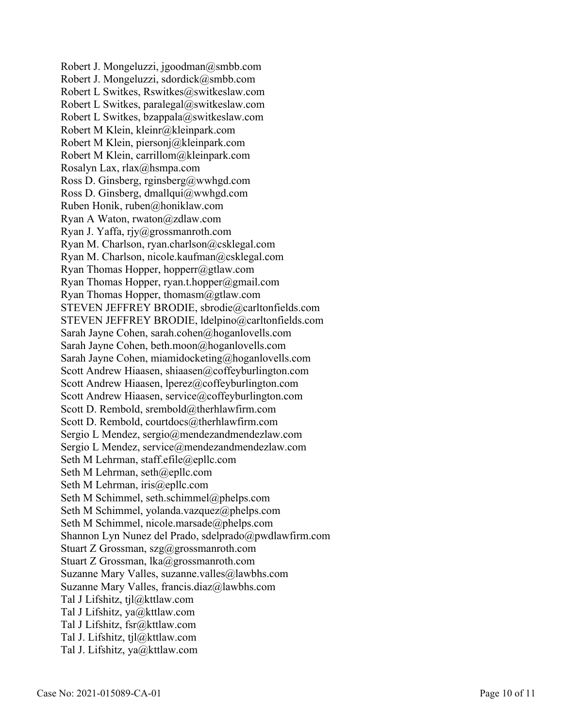Robert J. Mongeluzzi, jgoodman@smbb.com
Robert J. Mongeluzzi, sdordick@smbb.com
Robert L Switkes, Rswitkes@switkeslaw.com
Robert L Switkes, paralegal@switkeslaw.com
Robert L Switkes, bzappala@switkeslaw.com
Robert M Klein, kleinr@kleinpark.com
Robert M Klein, piersonj@kleinpark.com
Robert M Klein, carrillom@kleinpark.com
Rosalyn Lax, rlax@hsmpa.com
Ross D. Ginsberg, rginsberg@wwhgd.com
Ross D. Ginsberg, dmallqui@wwhgd.com
Ruben Honik, ruben@honiklaw.com
Ryan A Waton, rwaton@zdlaw.com
Ryan J. Yaffa, rjy@grossmanroth.com
Ryan M. Charlson, ryan.charlson@csklegal.com
Ryan M. Charlson, nicole.kaufman@csklegal.com
Ryan Thomas Hopper, hopperr@gtlaw.com
Ryan Thomas Hopper, ryan.t.hopper@gmail.com
Ryan Thomas Hopper, thomasm@gtlaw.com
STEVEN JEFFREY BRODIE, sbrodie@carltonfields.com
STEVEN JEFFREY BRODIE, ldelpino@carltonfields.com
Sarah Jayne Cohen, sarah.cohen@hoganlovells.com
Sarah Jayne Cohen, beth.moon@hoganlovells.com
Sarah Jayne Cohen, miamidocketing@hoganlovells.com
Scott Andrew Hiaasen, shiaasen@coffeyburlington.com
Scott Andrew Hiaasen, lperez@coffeyburlington.com
Scott Andrew Hiaasen, service@coffeyburlington.com
Scott D. Rembold, srembold@therhlawfirm.com
Scott D. Rembold, courtdocs@therhlawfirm.com
Sergio L Mendez, sergio@mendezandmendezlaw.com
Sergio L Mendez, service@mendezandmendezlaw.com
Seth M Lehrman, staff.efile@epllc.com
Seth M Lehrman, seth@epllc.com
Seth M Lehrman, iris@epllc.com
Seth M Schimmel, seth.schimmel@phelps.com
Seth M Schimmel, yolanda.vazquez@phelps.com
Seth M Schimmel, nicole.marsade@phelps.com
Shannon Lyn Nunez del Prado, sdelprado@pwdlawfirm.com
Stuart Z Grossman, szg@grossmanroth.com
Stuart Z Grossman, lka@grossmanroth.com
Suzanne Mary Valles, suzanne.valles@lawbhs.com
Suzanne Mary Valles, francis.diaz@lawbhs.com
Tal J Lifshitz, tjl@kttlaw.com
Tal J Lifshitz, ya@kttlaw.com
Tal J Lifshitz, fsr@kttlaw.com
Tal J. Lifshitz, tjl@kttlaw.com
Tal J. Lifshitz, ya@kttlaw.com

Case No: 2021-015089-CA-01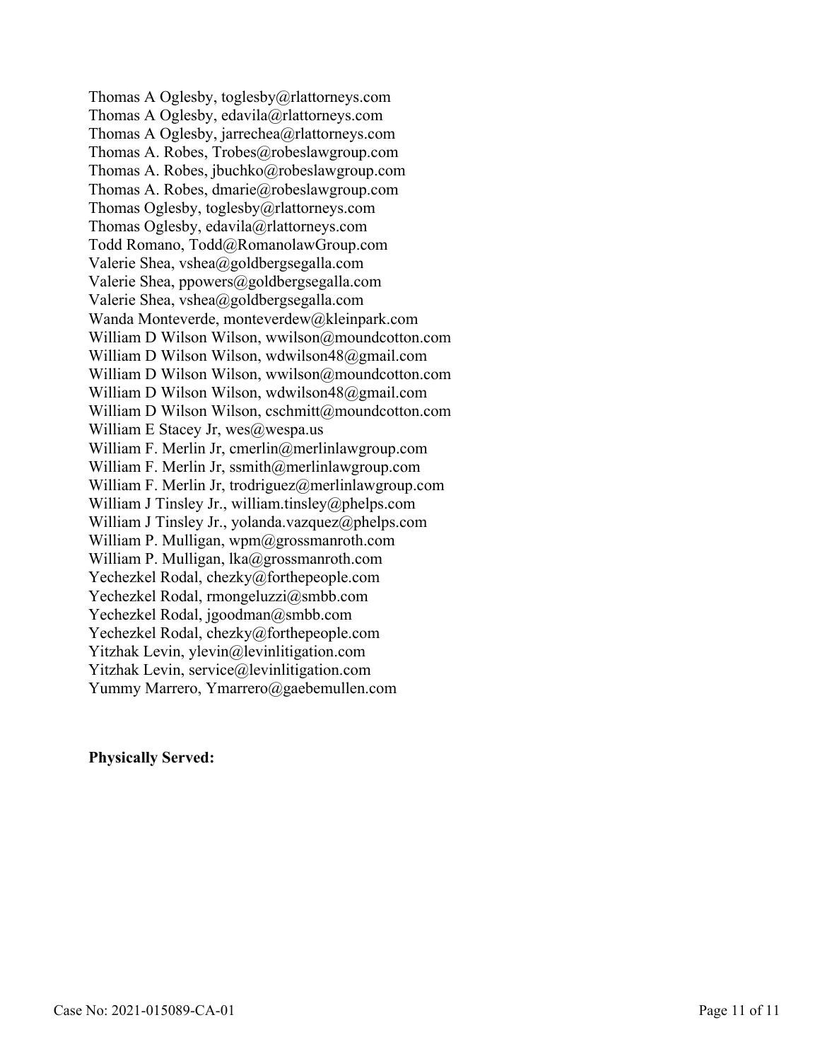Thomas A Oglesby, toglesby@rlattorneys.com
Thomas A Oglesby, edavila@rlattorneys.com
Thomas A Oglesby, jarrechea@rlattorneys.com
Thomas A. Robes, Trobes@robeslawgroup.com
Thomas A. Robes, jbuchko@robeslawgroup.com
Thomas A. Robes, dmarie@robeslawgroup.com
Thomas Oglesby, toglesby@rlattorneys.com
Thomas Oglesby, edavila@rlattorneys.com
Todd Romano, Todd@RomanolawGroup.com
Valerie Shea, vshea@goldbergsegalla.com
Valerie Shea, ppowers@goldbergsegalla.com
Valerie Shea, vshea@goldbergsegalla.com
Wanda Monteverde, monteverdew@kleinpark.com
William D Wilson Wilson, wwilson@moundcotton.com
William D Wilson Wilson, wdwilson48@gmail.com
William D Wilson Wilson, wwilson@moundcotton.com
William D Wilson Wilson, wdwilson48@gmail.com
William D Wilson Wilson, cschmitt@moundcotton.com
William E Stacey Jr, wes@wespa.us
William F. Merlin Jr, cmerlin@merlinlawgroup.com
William F. Merlin Jr, ssmith@merlinlawgroup.com
William F. Merlin Jr, trodriguez@merlinlawgroup.com
William J Tinsley Jr., william.tinsley@phelps.com
William J Tinsley Jr., yolanda.vazquez@phelps.com
William P. Mulligan, wpm@grossmanroth.com
William P. Mulligan, lka@grossmanroth.com
Yechezkel Rodal, chezky@forthepeople.com
Yechezkel Rodal, rmongeluzzi@smbb.com
Yechezkel Rodal, jgoodman@smbb.com
Yechezkel Rodal, chezky@forthepeople.com
Yitzhak Levin, ylevin@levinlitigation.com
Yitzhak Levin, service@levinlitigation.com
Yummy Marrero, Ymarrero@gaebemullen.com

**Physically Served:**